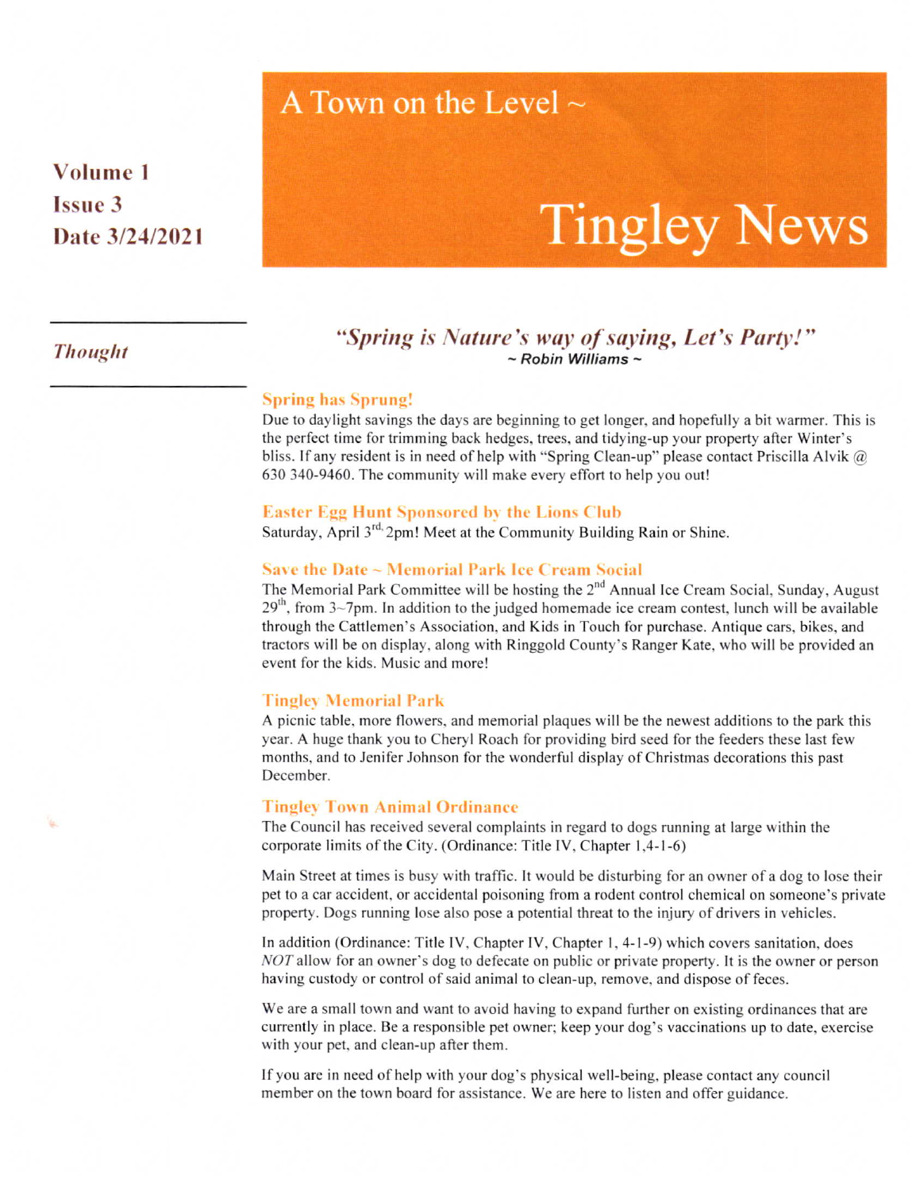# A Town on the Level ~

# Tingley News

**Volume 1**
**Issue 3**
**Date 3/24/2021**

***Thought***

***"Spring is Nature's way of saying, Let's Party!"***
*~ Robin Williams ~*

### Spring has Sprung!

Due to daylight savings the days are beginning to get longer, and hopefully a bit warmer. This is the perfect time for trimming back hedges, trees, and tidying-up your property after Winter's bliss. If any resident is in need of help with "Spring Clean-up" please contact Priscilla Alvik @ 630 340-9460. The community will make every effort to help you out!

### Easter Egg Hunt Sponsored by the Lions Club

Saturday, April 3rd, 2pm! Meet at the Community Building Rain or Shine.

### Save the Date ~ Memorial Park Ice Cream Social

The Memorial Park Committee will be hosting the 2nd Annual Ice Cream Social, Sunday, August 29th, from 3~7pm. In addition to the judged homemade ice cream contest, lunch will be available through the Cattlemen's Association, and Kids in Touch for purchase. Antique cars, bikes, and tractors will be on display, along with Ringgold County's Ranger Kate, who will be provided an event for the kids. Music and more!

### Tingley Memorial Park

A picnic table, more flowers, and memorial plaques will be the newest additions to the park this year. A huge thank you to Cheryl Roach for providing bird seed for the feeders these last few months, and to Jenifer Johnson for the wonderful display of Christmas decorations this past December.

### Tingley Town Animal Ordinance

The Council has received several complaints in regard to dogs running at large within the corporate limits of the City. (Ordinance: Title IV, Chapter 1,4-1-6)

Main Street at times is busy with traffic. It would be disturbing for an owner of a dog to lose their pet to a car accident, or accidental poisoning from a rodent control chemical on someone's private property. Dogs running lose also pose a potential threat to the injury of drivers in vehicles.

In addition (Ordinance: Title IV, Chapter IV, Chapter 1, 4-1-9) which covers sanitation, does *NOT* allow for an owner's dog to defecate on public or private property. It is the owner or person having custody or control of said animal to clean-up, remove, and dispose of feces.

We are a small town and want to avoid having to expand further on existing ordinances that are currently in place. Be a responsible pet owner; keep your dog's vaccinations up to date, exercise with your pet, and clean-up after them.

If you are in need of help with your dog's physical well-being, please contact any council member on the town board for assistance. We are here to listen and offer guidance.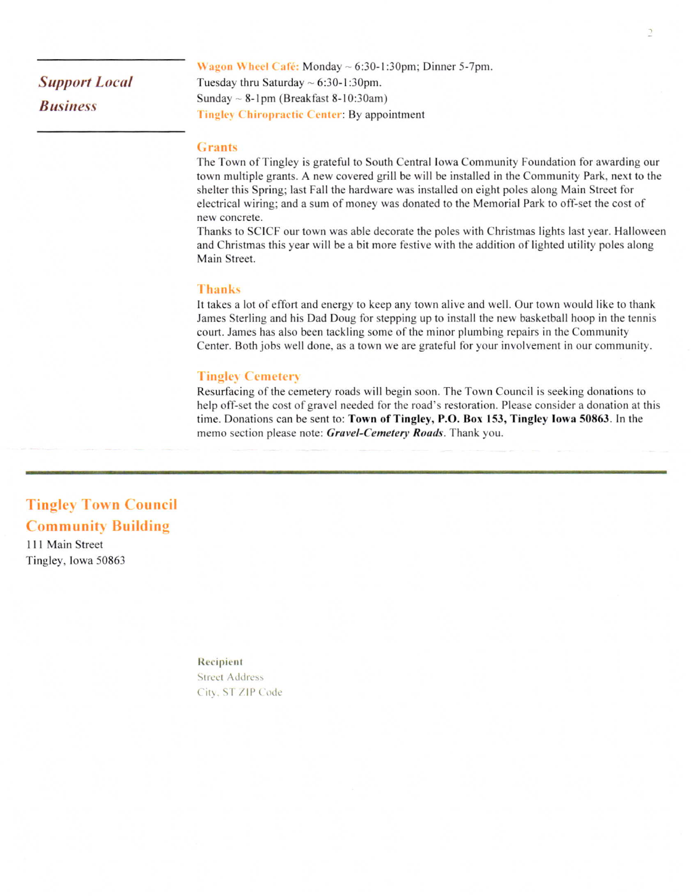## *Support Local Business*

**Wagon Wheel Café:** Monday ~ 6:30-1:30pm; Dinner 5-7pm.
Tuesday thru Saturday ~ 6:30-1:30pm.
Sunday ~ 8-1pm (Breakfast 8-10:30am)
**Tingley Chiropractic Center:** By appointment

### Grants

The Town of Tingley is grateful to South Central Iowa Community Foundation for awarding our town multiple grants. A new covered grill be will be installed in the Community Park, next to the shelter this Spring; last Fall the hardware was installed on eight poles along Main Street for electrical wiring; and a sum of money was donated to the Memorial Park to off-set the cost of new concrete.
Thanks to SCICF our town was able decorate the poles with Christmas lights last year. Halloween and Christmas this year will be a bit more festive with the addition of lighted utility poles along Main Street.

### Thanks

It takes a lot of effort and energy to keep any town alive and well. Our town would like to thank James Sterling and his Dad Doug for stepping up to install the new basketball hoop in the tennis court. James has also been tackling some of the minor plumbing repairs in the Community Center. Both jobs well done, as a town we are grateful for your involvement in our community.

### Tingley Cemetery

Resurfacing of the cemetery roads will begin soon. The Town Council is seeking donations to help off-set the cost of gravel needed for the road's restoration. Please consider a donation at this time. Donations can be sent to: **Town of Tingley, P.O. Box 153, Tingley Iowa 50863**. In the memo section please note: ***Gravel-Cemetery Roads***. Thank you.

---

## Tingley Town Council Community Building

111 Main Street
Tingley, Iowa 50863

**Recipient**
Street Address
City, ST ZIP Code